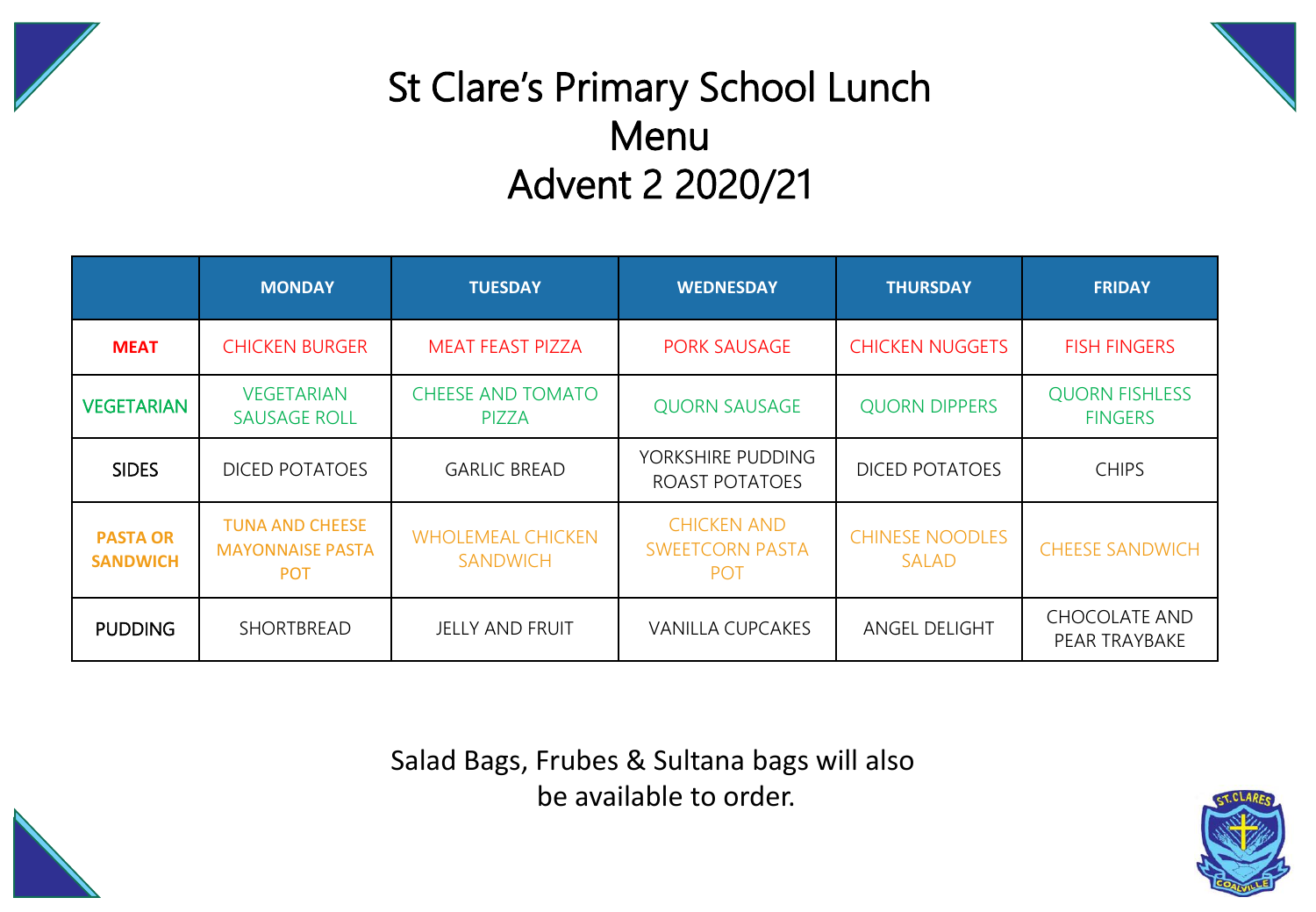# St Clare's Primary School Lunch Menu Advent 2 2020/21

| | MONDAY | TUESDAY | WEDNESDAY | THURSDAY | FRIDAY |
|---|---|---|---|---|---|
| **MEAT** | CHICKEN BURGER | MEAT FEAST PIZZA | PORK SAUSAGE | CHICKEN NUGGETS | FISH FINGERS |
| **VEGETARIAN** | VEGETARIAN SAUSAGE ROLL | CHEESE AND TOMATO PIZZA | QUORN SAUSAGE | QUORN DIPPERS | QUORN FISHLESS FINGERS |
| SIDES | DICED POTATOES | GARLIC BREAD | YORKSHIRE PUDDING ROAST POTATOES | DICED POTATOES | CHIPS |
| **PASTA OR SANDWICH** | TUNA AND CHEESE MAYONNAISE PASTA POT | WHOLEMEAL CHICKEN SANDWICH | CHICKEN AND SWEETCORN PASTA POT | CHINESE NOODLES SALAD | CHEESE SANDWICH |
| PUDDING | SHORTBREAD | JELLY AND FRUIT | VANILLA CUPCAKES | ANGEL DELIGHT | CHOCOLATE AND PEAR TRAYBAKE |

Salad Bags, Frubes & Sultana bags will also be available to order.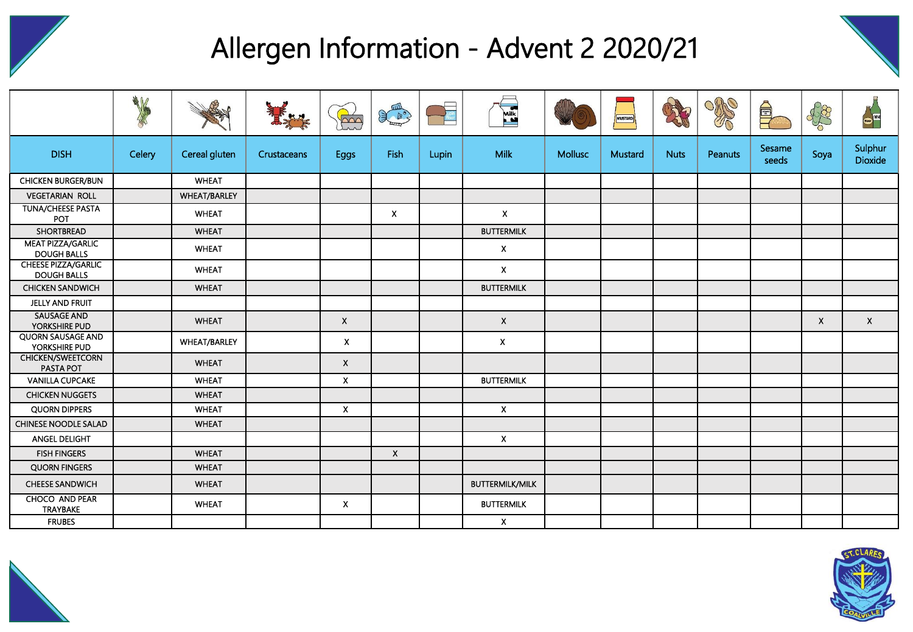# Allergen Information - Advent 2 2020/21

| DISH | Celery | Cereal gluten | Crustaceans | Eggs | Fish | Lupin | Milk | Mollusc | Mustard | Nuts | Peanuts | Sesame seeds | Soya | Sulphur Dioxide |
|---|---|---|---|---|---|---|---|---|---|---|---|---|---|---|
| CHICKEN BURGER/BUN | | WHEAT | | | | | | | | | | | | |
| VEGETARIAN ROLL | | WHEAT/BARLEY | | | | | | | | | | | | |
| TUNA/CHEESE PASTA POT | | WHEAT | | | X | | X | | | | | | | |
| SHORTBREAD | | WHEAT | | | | | BUTTERMILK | | | | | | | |
| MEAT PIZZA/GARLIC DOUGH BALLS | | WHEAT | | | | | X | | | | | | | |
| CHEESE PIZZA/GARLIC DOUGH BALLS | | WHEAT | | | | | X | | | | | | | |
| CHICKEN SANDWICH | | WHEAT | | | | | BUTTERMILK | | | | | | | |
| JELLY AND FRUIT | | | | | | | | | | | | | | |
| SAUSAGE AND YORKSHIRE PUD | | WHEAT | | X | | | X | | | | | | X | X |
| QUORN SAUSAGE AND YORKSHIRE PUD | | WHEAT/BARLEY | | X | | | X | | | | | | | |
| CHICKEN/SWEETCORN PASTA POT | | WHEAT | | X | | | | | | | | | | |
| VANILLA CUPCAKE | | WHEAT | | X | | | BUTTERMILK | | | | | | | |
| CHICKEN NUGGETS | | WHEAT | | | | | | | | | | | | |
| QUORN DIPPERS | | WHEAT | | X | | | X | | | | | | | |
| CHINESE NOODLE SALAD | | WHEAT | | | | | | | | | | | | |
| ANGEL DELIGHT | | | | | | | X | | | | | | | |
| FISH FINGERS | | WHEAT | | | X | | | | | | | | | |
| QUORN FINGERS | | WHEAT | | | | | | | | | | | | |
| CHEESE SANDWICH | | WHEAT | | | | | BUTTERMILK/MILK | | | | | | | |
| CHOCO AND PEAR TRAYBAKE | | WHEAT | | X | | | BUTTERMILK | | | | | | | |
| FRUBES | | | | | | | X | | | | | | | |